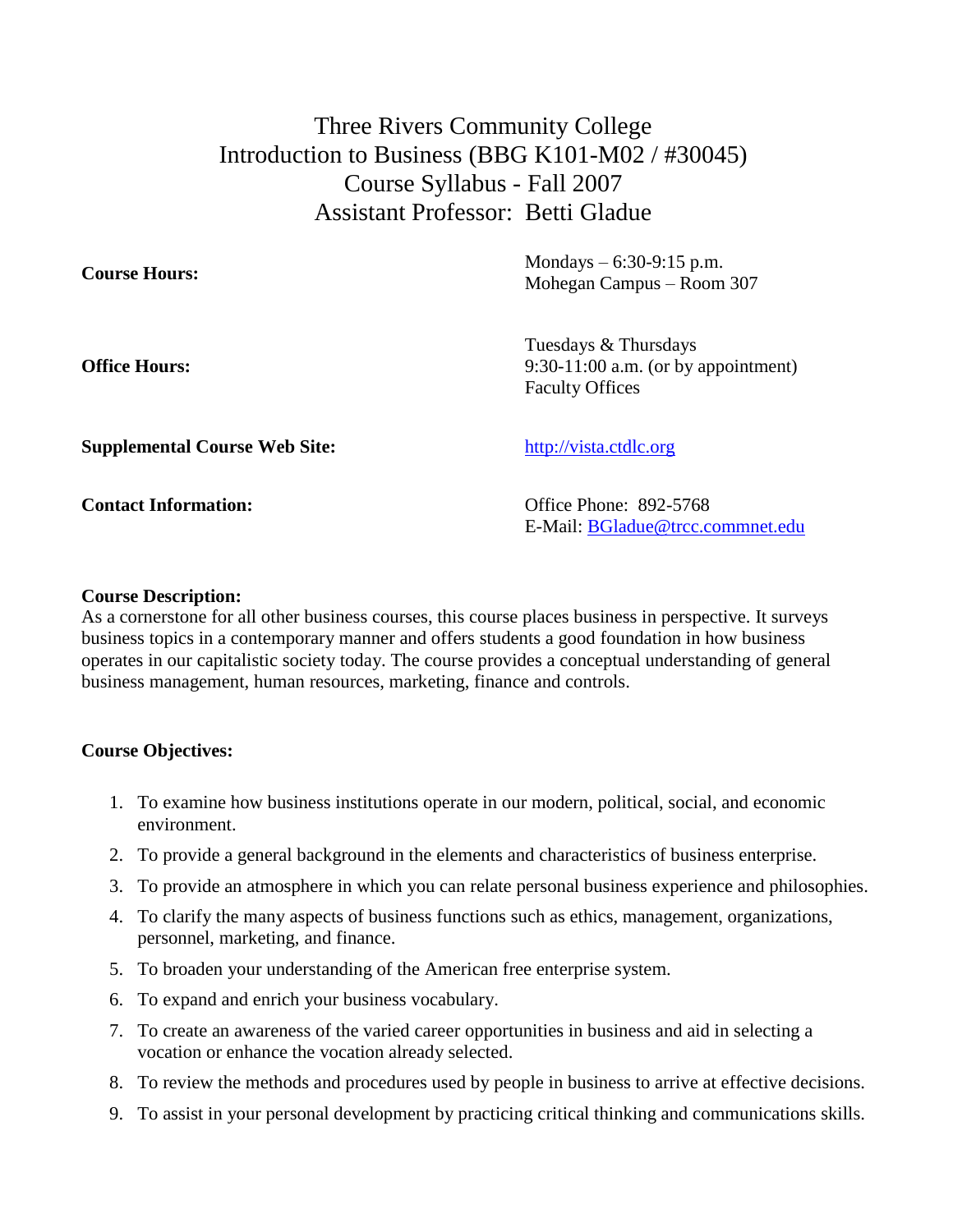# Three Rivers Community College
# Introduction to Business (BBG K101-M02 / #30045)
# Course Syllabus - Fall 2007
# Assistant Professor: Betti Gladue

| | |
|---|---|
| **Course Hours:** | Mondays – 6:30-9:15 p.m.<br>Mohegan Campus – Room 307 |
| **Office Hours:** | Tuesdays & Thursdays<br>9:30-11:00 a.m. (or by appointment)<br>Faculty Offices |
| **Supplemental Course Web Site:** | http://vista.ctdlc.org |
| **Contact Information:** | Office Phone: 892-5768<br>E-Mail: BGladue@trcc.commnet.edu |

**Course Description:**
As a cornerstone for all other business courses, this course places business in perspective. It surveys business topics in a contemporary manner and offers students a good foundation in how business operates in our capitalistic society today. The course provides a conceptual understanding of general business management, human resources, marketing, finance and controls.

**Course Objectives:**

1. To examine how business institutions operate in our modern, political, social, and economic environment.
2. To provide a general background in the elements and characteristics of business enterprise.
3. To provide an atmosphere in which you can relate personal business experience and philosophies.
4. To clarify the many aspects of business functions such as ethics, management, organizations, personnel, marketing, and finance.
5. To broaden your understanding of the American free enterprise system.
6. To expand and enrich your business vocabulary.
7. To create an awareness of the varied career opportunities in business and aid in selecting a vocation or enhance the vocation already selected.
8. To review the methods and procedures used by people in business to arrive at effective decisions.
9. To assist in your personal development by practicing critical thinking and communications skills.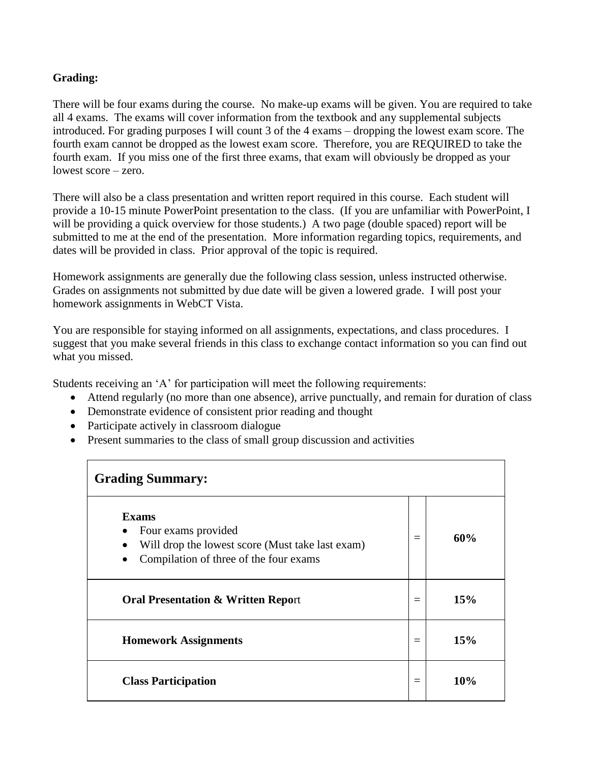**Grading:**

There will be four exams during the course. No make-up exams will be given. You are required to take all 4 exams. The exams will cover information from the textbook and any supplemental subjects introduced. For grading purposes I will count 3 of the 4 exams – dropping the lowest exam score. The fourth exam cannot be dropped as the lowest exam score. Therefore, you are REQUIRED to take the fourth exam. If you miss one of the first three exams, that exam will obviously be dropped as your lowest score – zero.

There will also be a class presentation and written report required in this course. Each student will provide a 10-15 minute PowerPoint presentation to the class. (If you are unfamiliar with PowerPoint, I will be providing a quick overview for those students.) A two page (double spaced) report will be submitted to me at the end of the presentation. More information regarding topics, requirements, and dates will be provided in class. Prior approval of the topic is required.

Homework assignments are generally due the following class session, unless instructed otherwise. Grades on assignments not submitted by due date will be given a lowered grade. I will post your homework assignments in WebCT Vista.

You are responsible for staying informed on all assignments, expectations, and class procedures. I suggest that you make several friends in this class to exchange contact information so you can find out what you missed.

Students receiving an 'A' for participation will meet the following requirements:

- Attend regularly (no more than one absence), arrive punctually, and remain for duration of class
- Demonstrate evidence of consistent prior reading and thought
- Participate actively in classroom dialogue
- Present summaries to the class of small group discussion and activities

| **Grading Summary:** | | |
|---|---|---|
| **Exams**<br>• Four exams provided<br>• Will drop the lowest score (Must take last exam)<br>• Compilation of three of the four exams | = | **60%** |
| **Oral Presentation & Written Report** | = | **15%** |
| **Homework Assignments** | = | **15%** |
| **Class Participation** | = | **10%** |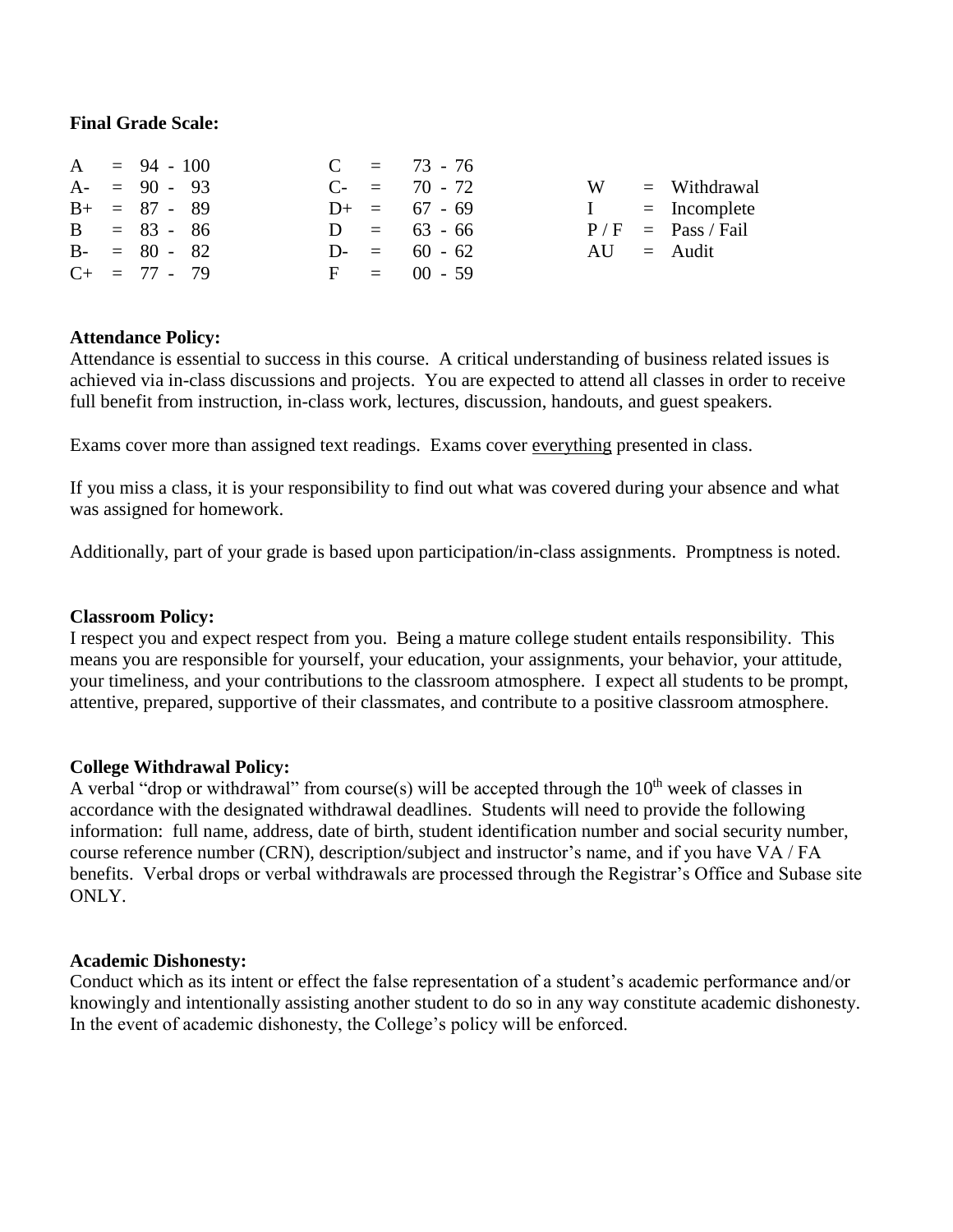**Final Grade Scale:**

| | | | | | |
|---|---|---|---|---|---|
| A | = 94 - 100 | C | = 73 - 76 | | |
| A- | = 90 - 93 | C- | = 70 - 72 | W | = Withdrawal |
| B+ | = 87 - 89 | D+ | = 67 - 69 | I | = Incomplete |
| B | = 83 - 86 | D | = 63 - 66 | P / F | = Pass / Fail |
| B- | = 80 - 82 | D- | = 60 - 62 | AU | = Audit |
| C+ | = 77 - 79 | F | = 00 - 59 | | |

**Attendance Policy:**
Attendance is essential to success in this course. A critical understanding of business related issues is achieved via in-class discussions and projects. You are expected to attend all classes in order to receive full benefit from instruction, in-class work, lectures, discussion, handouts, and guest speakers.

Exams cover more than assigned text readings. Exams cover <u>everything</u> presented in class.

If you miss a class, it is your responsibility to find out what was covered during your absence and what was assigned for homework.

Additionally, part of your grade is based upon participation/in-class assignments. Promptness is noted.

**Classroom Policy:**
I respect you and expect respect from you. Being a mature college student entails responsibility. This means you are responsible for yourself, your education, your assignments, your behavior, your attitude, your timeliness, and your contributions to the classroom atmosphere. I expect all students to be prompt, attentive, prepared, supportive of their classmates, and contribute to a positive classroom atmosphere.

**College Withdrawal Policy:**
A verbal "drop or withdrawal" from course(s) will be accepted through the 10th week of classes in accordance with the designated withdrawal deadlines. Students will need to provide the following information: full name, address, date of birth, student identification number and social security number, course reference number (CRN), description/subject and instructor's name, and if you have VA / FA benefits. Verbal drops or verbal withdrawals are processed through the Registrar's Office and Subase site ONLY.

**Academic Dishonesty:**
Conduct which as its intent or effect the false representation of a student's academic performance and/or knowingly and intentionally assisting another student to do so in any way constitute academic dishonesty. In the event of academic dishonesty, the College's policy will be enforced.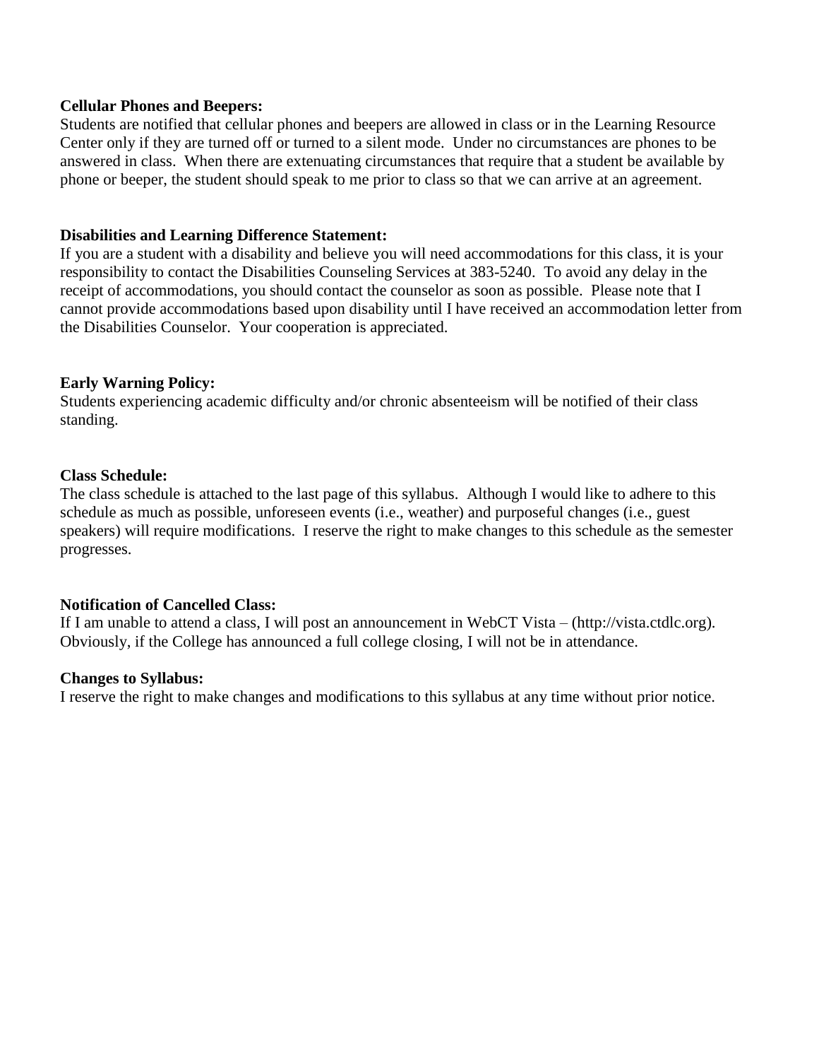**Cellular Phones and Beepers:**
Students are notified that cellular phones and beepers are allowed in class or in the Learning Resource Center only if they are turned off or turned to a silent mode. Under no circumstances are phones to be answered in class. When there are extenuating circumstances that require that a student be available by phone or beeper, the student should speak to me prior to class so that we can arrive at an agreement.

**Disabilities and Learning Difference Statement:**
If you are a student with a disability and believe you will need accommodations for this class, it is your responsibility to contact the Disabilities Counseling Services at 383-5240. To avoid any delay in the receipt of accommodations, you should contact the counselor as soon as possible. Please note that I cannot provide accommodations based upon disability until I have received an accommodation letter from the Disabilities Counselor. Your cooperation is appreciated.

**Early Warning Policy:**
Students experiencing academic difficulty and/or chronic absenteeism will be notified of their class standing.

**Class Schedule:**
The class schedule is attached to the last page of this syllabus. Although I would like to adhere to this schedule as much as possible, unforeseen events (i.e., weather) and purposeful changes (i.e., guest speakers) will require modifications. I reserve the right to make changes to this schedule as the semester progresses.

**Notification of Cancelled Class:**
If I am unable to attend a class, I will post an announcement in WebCT Vista – (http://vista.ctdlc.org). Obviously, if the College has announced a full college closing, I will not be in attendance.

**Changes to Syllabus:**
I reserve the right to make changes and modifications to this syllabus at any time without prior notice.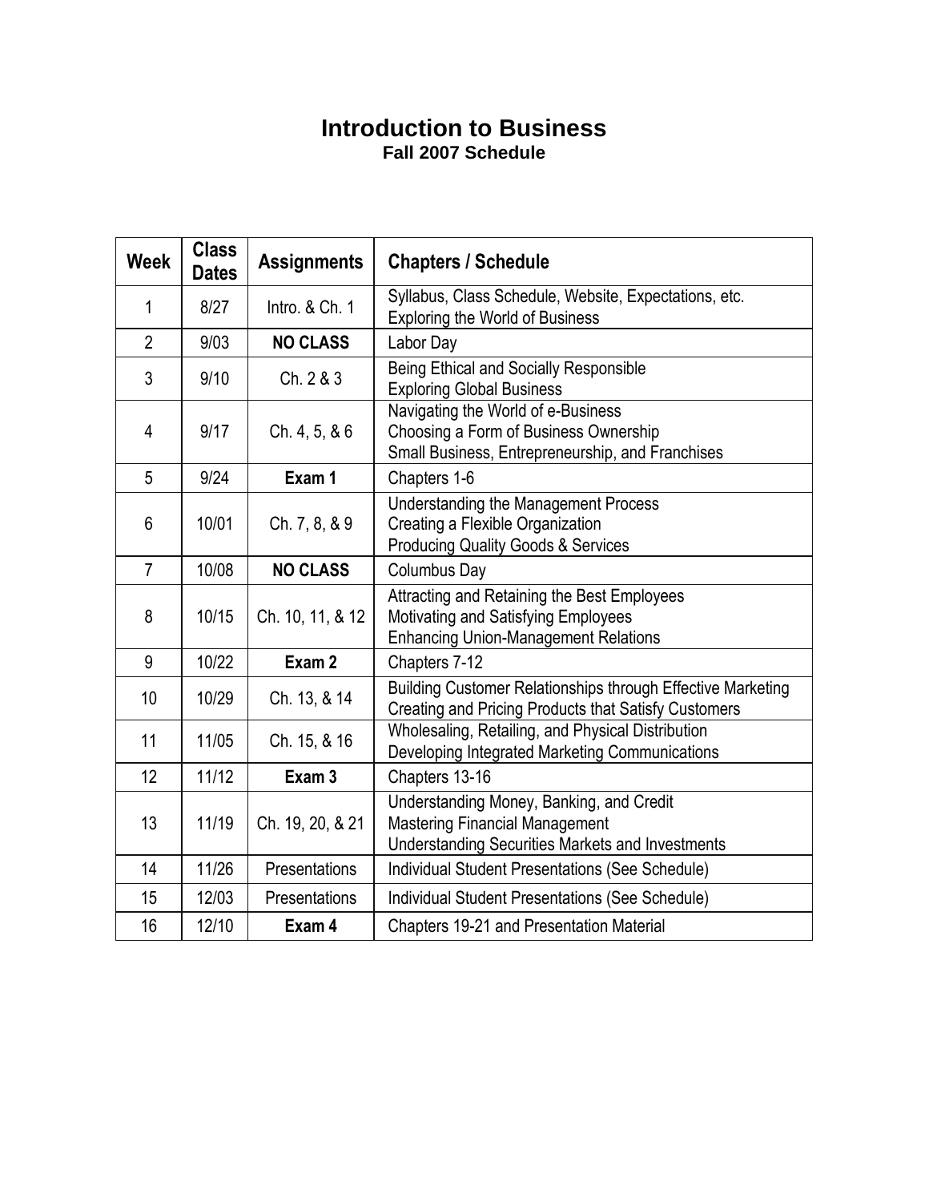# Introduction to Business

**Fall 2007 Schedule**

| Week | Class Dates | Assignments | Chapters / Schedule |
|---|---|---|---|
| 1 | 8/27 | Intro. & Ch. 1 | Syllabus, Class Schedule, Website, Expectations, etc.<br>Exploring the World of Business |
| 2 | 9/03 | **NO CLASS** | Labor Day |
| 3 | 9/10 | Ch. 2 & 3 | Being Ethical and Socially Responsible<br>Exploring Global Business |
| 4 | 9/17 | Ch. 4, 5, & 6 | Navigating the World of e-Business<br>Choosing a Form of Business Ownership<br>Small Business, Entrepreneurship, and Franchises |
| 5 | 9/24 | **Exam 1** | Chapters 1-6 |
| 6 | 10/01 | Ch. 7, 8, & 9 | Understanding the Management Process<br>Creating a Flexible Organization<br>Producing Quality Goods & Services |
| 7 | 10/08 | **NO CLASS** | Columbus Day |
| 8 | 10/15 | Ch. 10, 11, & 12 | Attracting and Retaining the Best Employees<br>Motivating and Satisfying Employees<br>Enhancing Union-Management Relations |
| 9 | 10/22 | **Exam 2** | Chapters 7-12 |
| 10 | 10/29 | Ch. 13, & 14 | Building Customer Relationships through Effective Marketing<br>Creating and Pricing Products that Satisfy Customers |
| 11 | 11/05 | Ch. 15, & 16 | Wholesaling, Retailing, and Physical Distribution<br>Developing Integrated Marketing Communications |
| 12 | 11/12 | **Exam 3** | Chapters 13-16 |
| 13 | 11/19 | Ch. 19, 20, & 21 | Understanding Money, Banking, and Credit<br>Mastering Financial Management<br>Understanding Securities Markets and Investments |
| 14 | 11/26 | Presentations | Individual Student Presentations (See Schedule) |
| 15 | 12/03 | Presentations | Individual Student Presentations (See Schedule) |
| 16 | 12/10 | **Exam 4** | Chapters 19-21 and Presentation Material |